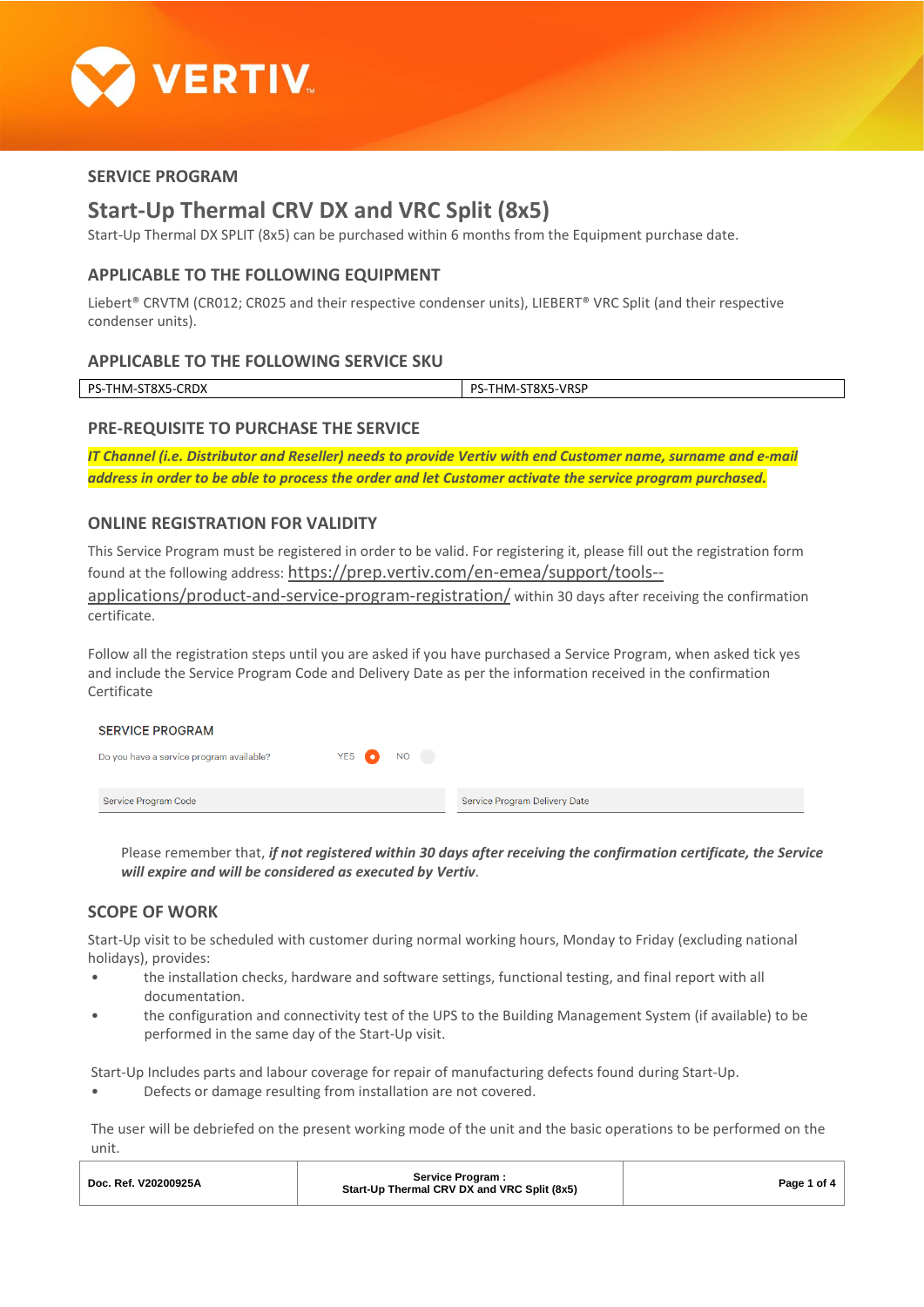## SERVICE PROGRAM

# Start-Up Thermal CRV DX and VRC Split (8x5)

Start-Up Thermal DX SPLIT (8x5) can be purchased within 6 months from the Equipment purchase date.

## APPLICABLE TO THE FOLLOWING EQUIPMENT

Liebert® CRVTM (CR012; CR025 and their respective condenser units), LIEBERT® VRC Split (and their respective condenser units).

## APPLICABLE TO THE FOLLOWING SERVICE SKU

| PS-THM-ST8X5-CRDX | PS-THM-ST8X5-VRSP |
|---|---|

## PRE-REQUISITE TO PURCHASE THE SERVICE

***IT Channel (i.e. Distributor and Reseller) needs to provide Vertiv with end Customer name, surname and e-mail address in order to be able to process the order and let Customer activate the service program purchased.***

## ONLINE REGISTRATION FOR VALIDITY

This Service Program must be registered in order to be valid. For registering it, please fill out the registration form found at the following address: https://prep.vertiv.com/en-emea/support/tools--applications/product-and-service-program-registration/ within 30 days after receiving the confirmation certificate.

Follow all the registration steps until you are asked if you have purchased a Service Program, when asked tick yes and include the Service Program Code and Delivery Date as per the information received in the confirmation Certificate

SERVICE PROGRAM

Do you have a service program available? YES NO

Service Program Code | Service Program Delivery Date

Please remember that, ***if not registered within 30 days after receiving the confirmation certificate, the Service will expire and will be considered as executed by Vertiv***.

## SCOPE OF WORK

Start-Up visit to be scheduled with customer during normal working hours, Monday to Friday (excluding national holidays), provides:

- the installation checks, hardware and software settings, functional testing, and final report with all documentation.
- the configuration and connectivity test of the UPS to the Building Management System (if available) to be performed in the same day of the Start-Up visit.

Start-Up Includes parts and labour coverage for repair of manufacturing defects found during Start-Up.

- Defects or damage resulting from installation are not covered.

The user will be debriefed on the present working mode of the unit and the basic operations to be performed on the unit.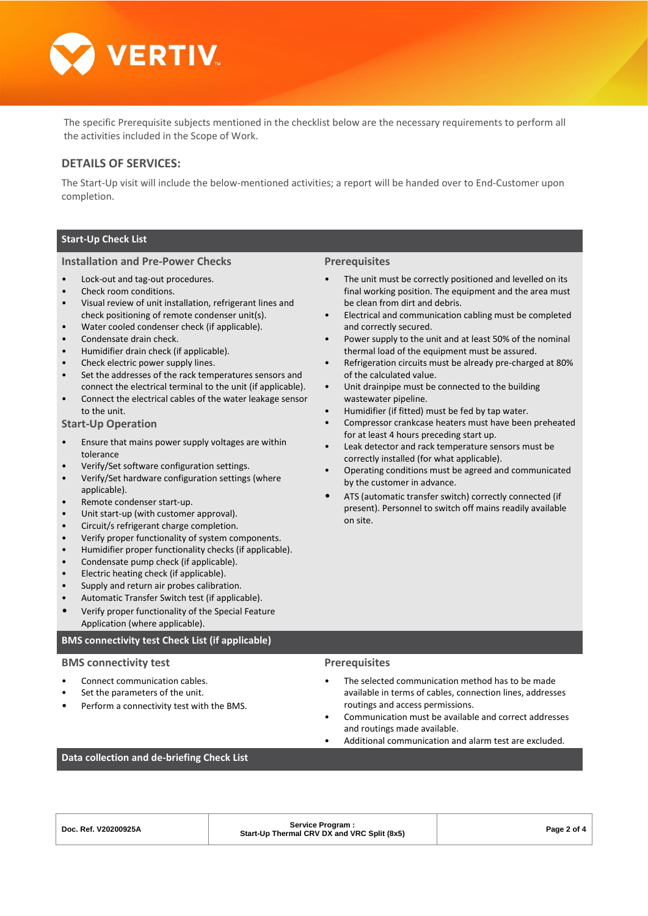The specific Prerequisite subjects mentioned in the checklist below are the necessary requirements to perform all the activities included in the Scope of Work.

## DETAILS OF SERVICES:

The Start-Up visit will include the below-mentioned activities; a report will be handed over to End-Customer upon completion.

## Start-Up Check List

### Installation and Pre-Power Checks

- Lock-out and tag-out procedures.
- Check room conditions.
- Visual review of unit installation, refrigerant lines and check positioning of remote condenser unit(s).
- Water cooled condenser check (if applicable).
- Condensate drain check.
- Humidifier drain check (if applicable).
- Check electric power supply lines.
- Set the addresses of the rack temperatures sensors and connect the electrical terminal to the unit (if applicable).
- Connect the electrical cables of the water leakage sensor to the unit.

### Start-Up Operation

- Ensure that mains power supply voltages are within tolerance
- Verify/Set software configuration settings.
- Verify/Set hardware configuration settings (where applicable).
- Remote condenser start-up.
- Unit start-up (with customer approval).
- Circuit/s refrigerant charge completion.
- Verify proper functionality of system components.
- Humidifier proper functionality checks (if applicable).
- Condensate pump check (if applicable).
- Electric heating check (if applicable).
- Supply and return air probes calibration.
- Automatic Transfer Switch test (if applicable).
- Verify proper functionality of the Special Feature Application (where applicable).

### Prerequisites

- The unit must be correctly positioned and levelled on its final working position. The equipment and the area must be clean from dirt and debris.
- Electrical and communication cabling must be completed and correctly secured.
- Power supply to the unit and at least 50% of the nominal thermal load of the equipment must be assured.
- Refrigeration circuits must be already pre-charged at 80% of the calculated value.
- Unit drainpipe must be connected to the building wastewater pipeline.
- Humidifier (if fitted) must be fed by tap water.
- Compressor crankcase heaters must have been preheated for at least 4 hours preceding start up.
- Leak detector and rack temperature sensors must be correctly installed (for what applicable).
- Operating conditions must be agreed and communicated by the customer in advance.
- ATS (automatic transfer switch) correctly connected (if present). Personnel to switch off mains readily available on site.

## BMS connectivity test Check List (if applicable)

### BMS connectivity test

- Connect communication cables.
- Set the parameters of the unit.
- Perform a connectivity test with the BMS.

### Prerequisites

- The selected communication method has to be made available in terms of cables, connection lines, addresses routings and access permissions.
- Communication must be available and correct addresses and routings made available.
- Additional communication and alarm test are excluded.

## Data collection and de-briefing Check List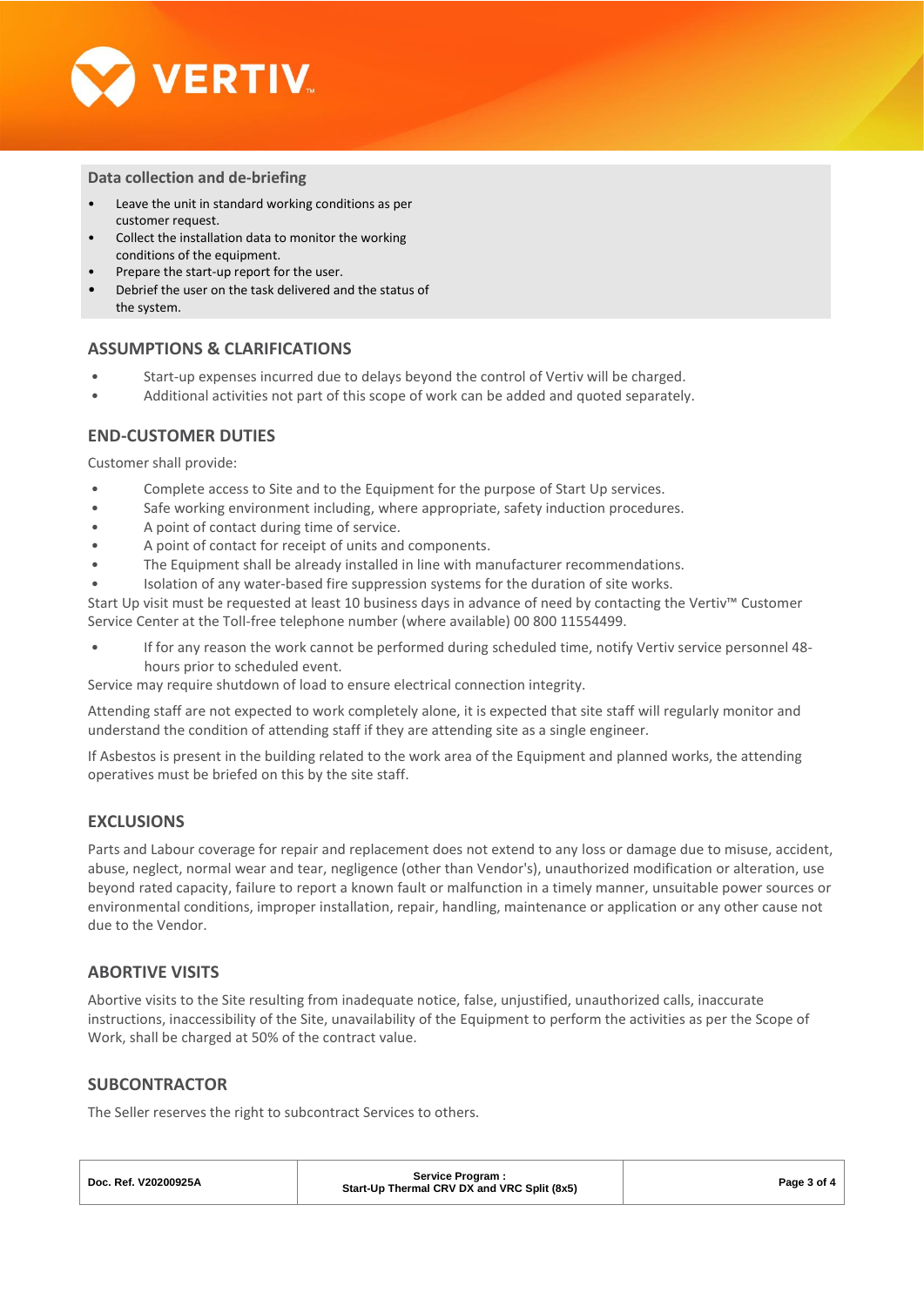### Data collection and de-briefing

- Leave the unit in standard working conditions as per customer request.
- Collect the installation data to monitor the working conditions of the equipment.
- Prepare the start-up report for the user.
- Debrief the user on the task delivered and the status of the system.

## ASSUMPTIONS & CLARIFICATIONS

- Start-up expenses incurred due to delays beyond the control of Vertiv will be charged.
- Additional activities not part of this scope of work can be added and quoted separately.

## END-CUSTOMER DUTIES

Customer shall provide:

- Complete access to Site and to the Equipment for the purpose of Start Up services.
- Safe working environment including, where appropriate, safety induction procedures.
- A point of contact during time of service.
- A point of contact for receipt of units and components.
- The Equipment shall be already installed in line with manufacturer recommendations.
- Isolation of any water-based fire suppression systems for the duration of site works.

Start Up visit must be requested at least 10 business days in advance of need by contacting the Vertiv™ Customer Service Center at the Toll-free telephone number (where available) 00 800 11554499.

- If for any reason the work cannot be performed during scheduled time, notify Vertiv service personnel 48-hours prior to scheduled event.

Service may require shutdown of load to ensure electrical connection integrity.

Attending staff are not expected to work completely alone, it is expected that site staff will regularly monitor and understand the condition of attending staff if they are attending site as a single engineer.

If Asbestos is present in the building related to the work area of the Equipment and planned works, the attending operatives must be briefed on this by the site staff.

## EXCLUSIONS

Parts and Labour coverage for repair and replacement does not extend to any loss or damage due to misuse, accident, abuse, neglect, normal wear and tear, negligence (other than Vendor's), unauthorized modification or alteration, use beyond rated capacity, failure to report a known fault or malfunction in a timely manner, unsuitable power sources or environmental conditions, improper installation, repair, handling, maintenance or application or any other cause not due to the Vendor.

## ABORTIVE VISITS

Abortive visits to the Site resulting from inadequate notice, false, unjustified, unauthorized calls, inaccurate instructions, inaccessibility of the Site, unavailability of the Equipment to perform the activities as per the Scope of Work, shall be charged at 50% of the contract value.

## SUBCONTRACTOR

The Seller reserves the right to subcontract Services to others.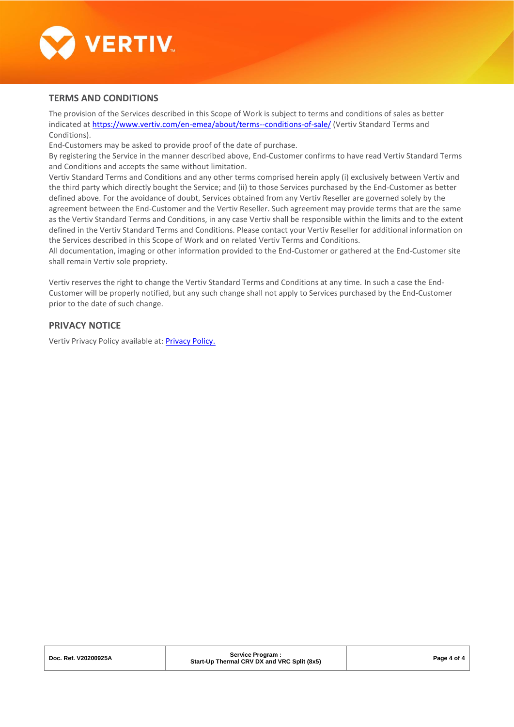## TERMS AND CONDITIONS

The provision of the Services described in this Scope of Work is subject to terms and conditions of sales as better indicated at [https://www.vertiv.com/en-emea/about/terms--conditions-of-sale/](https://www.vertiv.com/en-emea/about/terms--conditions-of-sale/) (Vertiv Standard Terms and Conditions).

End-Customers may be asked to provide proof of the date of purchase.

By registering the Service in the manner described above, End-Customer confirms to have read Vertiv Standard Terms and Conditions and accepts the same without limitation.

Vertiv Standard Terms and Conditions and any other terms comprised herein apply (i) exclusively between Vertiv and the third party which directly bought the Service; and (ii) to those Services purchased by the End-Customer as better defined above. For the avoidance of doubt, Services obtained from any Vertiv Reseller are governed solely by the agreement between the End-Customer and the Vertiv Reseller. Such agreement may provide terms that are the same as the Vertiv Standard Terms and Conditions, in any case Vertiv shall be responsible within the limits and to the extent defined in the Vertiv Standard Terms and Conditions. Please contact your Vertiv Reseller for additional information on the Services described in this Scope of Work and on related Vertiv Terms and Conditions.

All documentation, imaging or other information provided to the End-Customer or gathered at the End-Customer site shall remain Vertiv sole propriety.

Vertiv reserves the right to change the Vertiv Standard Terms and Conditions at any time. In such a case the End-Customer will be properly notified, but any such change shall not apply to Services purchased by the End-Customer prior to the date of such change.

## PRIVACY NOTICE

Vertiv Privacy Policy available at: [Privacy Policy.](Privacy Policy.)